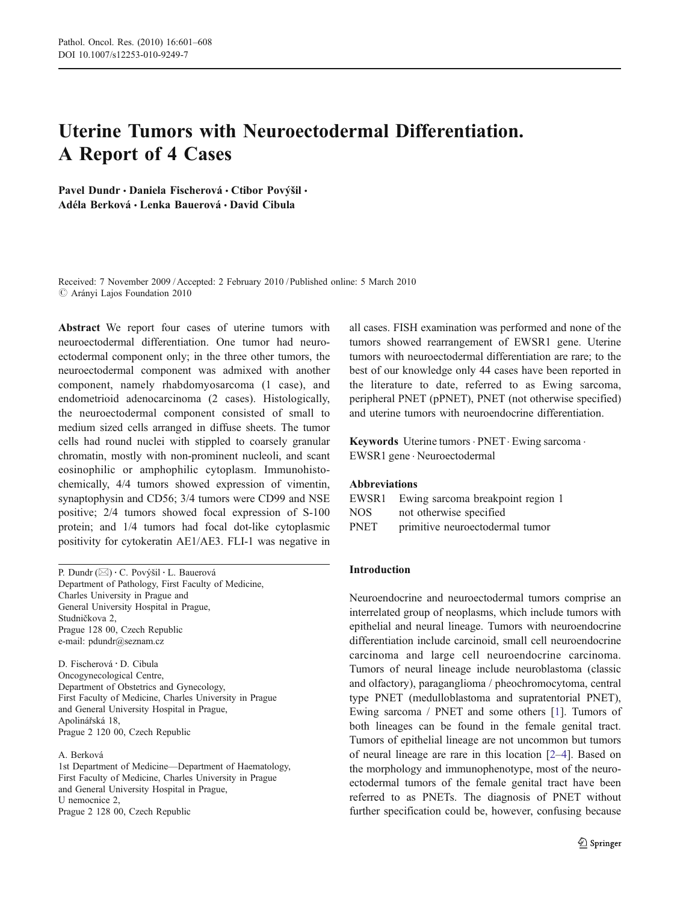# Uterine Tumors with Neuroectodermal Differentiation. A Report of 4 Cases

Pavel Dundr · Daniela Fischerová · Ctibor Povýšil · Adéla Berková · Lenka Bauerová · David Cibula

Received: 7 November 2009 / Accepted: 2 February 2010 / Published online: 5 March 2010
© Arányi Lajos Foundation 2010

**Abstract** We report four cases of uterine tumors with neuroectodermal differentiation. One tumor had neuroectodermal component only; in the three other tumors, the neuroectodermal component was admixed with another component, namely rhabdomyosarcoma (1 case), and endometrioid adenocarcinoma (2 cases). Histologically, the neuroectodermal component consisted of small to medium sized cells arranged in diffuse sheets. The tumor cells had round nuclei with stippled to coarsely granular chromatin, mostly with non-prominent nucleoli, and scant eosinophilic or amphophilic cytoplasm. Immunohistochemically, 4/4 tumors showed expression of vimentin, synaptophysin and CD56; 3/4 tumors were CD99 and NSE positive; 2/4 tumors showed focal expression of S-100 protein; and 1/4 tumors had focal dot-like cytoplasmic positivity for cytokeratin AE1/AE3. FLI-1 was negative in all cases. FISH examination was performed and none of the tumors showed rearrangement of EWSR1 gene. Uterine tumors with neuroectodermal differentiation are rare; to the best of our knowledge only 44 cases have been reported in the literature to date, referred to as Ewing sarcoma, peripheral PNET (pPNET), PNET (not otherwise specified) and uterine tumors with neuroendocrine differentiation.

**Keywords** Uterine tumors · PNET · Ewing sarcoma · EWSR1 gene · Neuroectodermal

**Abbreviations**

| | |
|---|---|
| EWSR1 | Ewing sarcoma breakpoint region 1 |
| NOS | not otherwise specified |
| PNET | primitive neuroectodermal tumor |

P. Dundr (✉) · C. Povýšil · L. Bauerová
Department of Pathology, First Faculty of Medicine,
Charles University in Prague and
General University Hospital in Prague,
Studničkova 2,
Prague 128 00, Czech Republic
e-mail: pdundr@seznam.cz

D. Fischerová · D. Cibula
Oncogynecological Centre,
Department of Obstetrics and Gynecology,
First Faculty of Medicine, Charles University in Prague
and General University Hospital in Prague,
Apolinářská 18,
Prague 2 120 00, Czech Republic

A. Berková
1st Department of Medicine—Department of Haematology,
First Faculty of Medicine, Charles University in Prague
and General University Hospital in Prague,
U nemocnice 2,
Prague 2 128 00, Czech Republic

## Introduction

Neuroendocrine and neuroectodermal tumors comprise an interrelated group of neoplasms, which include tumors with epithelial and neural lineage. Tumors with neuroendocrine differentiation include carcinoid, small cell neuroendocrine carcinoma and large cell neuroendocrine carcinoma. Tumors of neural lineage include neuroblastoma (classic and olfactory), paraganglioma / pheochromocytoma, central type PNET (medulloblastoma and supratentorial PNET), Ewing sarcoma / PNET and some others [1]. Tumors of both lineages can be found in the female genital tract. Tumors of epithelial lineage are not uncommon but tumors of neural lineage are rare in this location [2–4]. Based on the morphology and immunophenotype, most of the neuroectodermal tumors of the female genital tract have been referred to as PNETs. The diagnosis of PNET without further specification could be, however, confusing because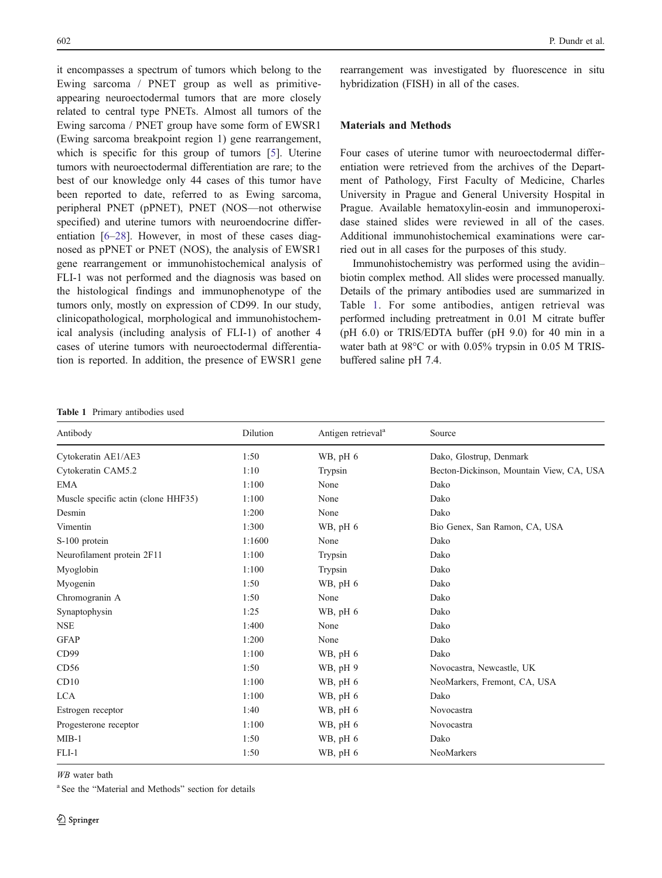it encompasses a spectrum of tumors which belong to the Ewing sarcoma / PNET group as well as primitive-appearing neuroectodermal tumors that are more closely related to central type PNETs. Almost all tumors of the Ewing sarcoma / PNET group have some form of EWSR1 (Ewing sarcoma breakpoint region 1) gene rearrangement, which is specific for this group of tumors [5]. Uterine tumors with neuroectodermal differentiation are rare; to the best of our knowledge only 44 cases of this tumor have been reported to date, referred to as Ewing sarcoma, peripheral PNET (pPNET), PNET (NOS—not otherwise specified) and uterine tumors with neuroendocrine differentiation [6–28]. However, in most of these cases diagnosed as pPNET or PNET (NOS), the analysis of EWSR1 gene rearrangement or immunohistochemical analysis of FLI-1 was not performed and the diagnosis was based on the histological findings and immunophenotype of the tumors only, mostly on expression of CD99. In our study, clinicopathological, morphological and immunohistochemical analysis (including analysis of FLI-1) of another 4 cases of uterine tumors with neuroectodermal differentiation is reported. In addition, the presence of EWSR1 gene rearrangement was investigated by fluorescence in situ hybridization (FISH) in all of the cases.

## Materials and Methods

Four cases of uterine tumor with neuroectodermal differentiation were retrieved from the archives of the Department of Pathology, First Faculty of Medicine, Charles University in Prague and General University Hospital in Prague. Available hematoxylin-eosin and immunoperoxidase stained slides were reviewed in all of the cases. Additional immunohistochemical examinations were carried out in all cases for the purposes of this study.

Immunohistochemistry was performed using the avidin–biotin complex method. All slides were processed manually. Details of the primary antibodies used are summarized in Table 1. For some antibodies, antigen retrieval was performed including pretreatment in 0.01 M citrate buffer (pH 6.0) or TRIS/EDTA buffer (pH 9.0) for 40 min in a water bath at 98°C or with 0.05% trypsin in 0.05 M TRIS-buffered saline pH 7.4.

**Table 1** Primary antibodies used

| Antibody | Dilution | Antigen retrieval[a] | Source |
|---|---|---|---|
| Cytokeratin AE1/AE3 | 1:50 | WB, pH 6 | Dako, Glostrup, Denmark |
| Cytokeratin CAM5.2 | 1:10 | Trypsin | Becton-Dickinson, Mountain View, CA, USA |
| EMA | 1:100 | None | Dako |
| Muscle specific actin (clone HHF35) | 1:100 | None | Dako |
| Desmin | 1:200 | None | Dako |
| Vimentin | 1:300 | WB, pH 6 | Bio Genex, San Ramon, CA, USA |
| S-100 protein | 1:1600 | None | Dako |
| Neurofilament protein 2F11 | 1:100 | Trypsin | Dako |
| Myoglobin | 1:100 | Trypsin | Dako |
| Myogenin | 1:50 | WB, pH 6 | Dako |
| Chromogranin A | 1:50 | None | Dako |
| Synaptophysin | 1:25 | WB, pH 6 | Dako |
| NSE | 1:400 | None | Dako |
| GFAP | 1:200 | None | Dako |
| CD99 | 1:100 | WB, pH 6 | Dako |
| CD56 | 1:50 | WB, pH 9 | Novocastra, Newcastle, UK |
| CD10 | 1:100 | WB, pH 6 | NeoMarkers, Fremont, CA, USA |
| LCA | 1:100 | WB, pH 6 | Dako |
| Estrogen receptor | 1:40 | WB, pH 6 | Novocastra |
| Progesterone receptor | 1:100 | WB, pH 6 | Novocastra |
| MIB-1 | 1:50 | WB, pH 6 | Dako |
| FLI-1 | 1:50 | WB, pH 6 | NeoMarkers |

*WB* water bath

[a] See the "Material and Methods" section for details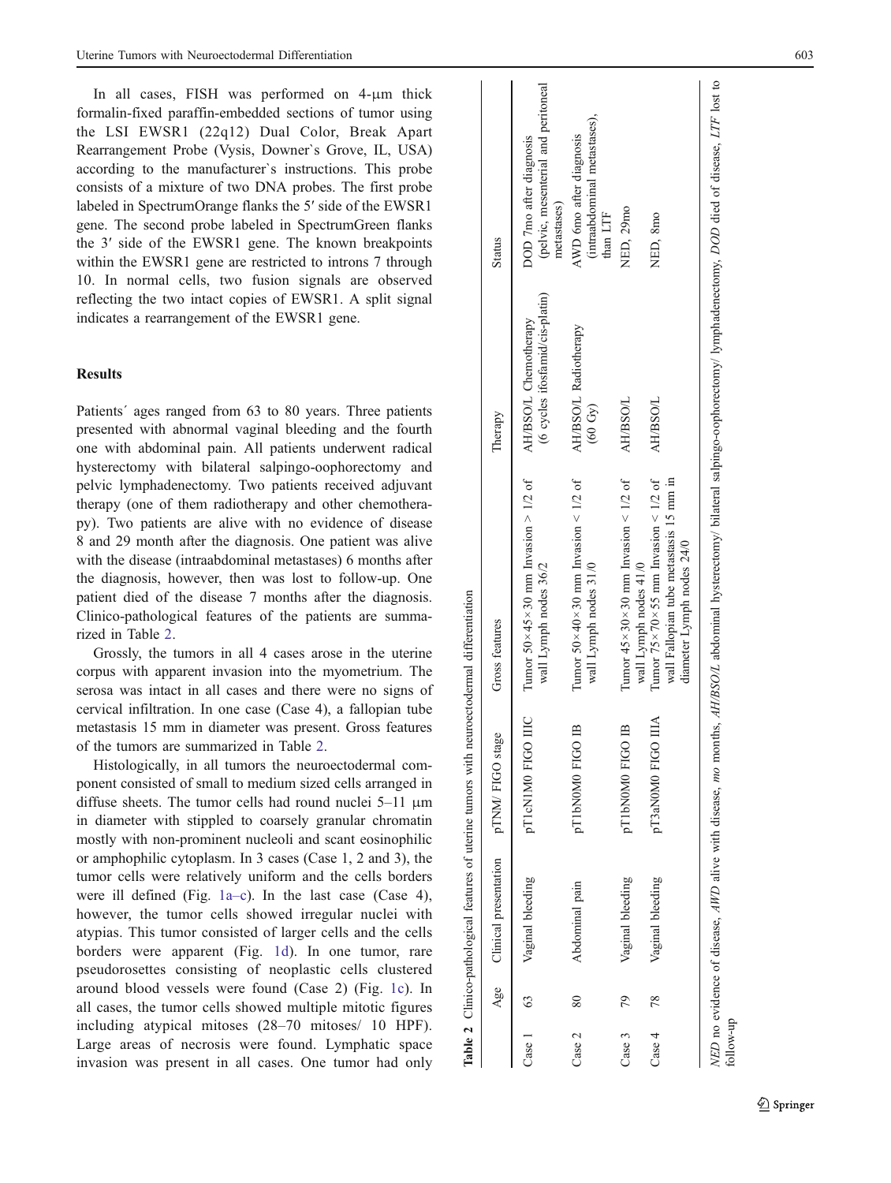In all cases, FISH was performed on 4-μm thick formalin-fixed paraffin-embedded sections of tumor using the LSI EWSR1 (22q12) Dual Color, Break Apart Rearrangement Probe (Vysis, Downer`s Grove, IL, USA) according to the manufacturer`s instructions. This probe consists of a mixture of two DNA probes. The first probe labeled in SpectrumOrange flanks the 5′ side of the EWSR1 gene. The second probe labeled in SpectrumGreen flanks the 3′ side of the EWSR1 gene. The known breakpoints within the EWSR1 gene are restricted to introns 7 through 10. In normal cells, two fusion signals are observed reflecting the two intact copies of EWSR1. A split signal indicates a rearrangement of the EWSR1 gene.

## Results

Patients´ ages ranged from 63 to 80 years. Three patients presented with abnormal vaginal bleeding and the fourth one with abdominal pain. All patients underwent radical hysterectomy with bilateral salpingo-oophorectomy and pelvic lymphadenectomy. Two patients received adjuvant therapy (one of them radiotherapy and other chemotherapy). Two patients are alive with no evidence of disease 8 and 29 month after the diagnosis. One patient was alive with the disease (intraabdominal metastases) 6 months after the diagnosis, however, then was lost to follow-up. One patient died of the disease 7 months after the diagnosis. Clinico-pathological features of the patients are summarized in Table 2.

Grossly, the tumors in all 4 cases arose in the uterine corpus with apparent invasion into the myometrium. The serosa was intact in all cases and there were no signs of cervical infiltration. In one case (Case 4), a fallopian tube metastasis 15 mm in diameter was present. Gross features of the tumors are summarized in Table 2.

Histologically, in all tumors the neuroectodermal component consisted of small to medium sized cells arranged in diffuse sheets. The tumor cells had round nuclei 5–11 μm in diameter with stippled to coarsely granular chromatin mostly with non-prominent nucleoli and scant eosinophilic or amphophilic cytoplasm. In 3 cases (Case 1, 2 and 3), the tumor cells were relatively uniform and the cells borders were ill defined (Fig. 1a–c). In the last case (Case 4), however, the tumor cells showed irregular nuclei with atypias. This tumor consisted of larger cells and the cells borders were apparent (Fig. 1d). In one tumor, rare pseudorosettes consisting of neoplastic cells clustered around blood vessels were found (Case 2) (Fig. 1c). In all cases, the tumor cells showed multiple mitotic figures including atypical mitoses (28–70 mitoses/ 10 HPF). Large areas of necrosis were found. Lymphatic space invasion was present in all cases. One tumor had only

**Table 2** Clinico-pathological features of uterine tumors with neuroectodermal differentiation

| | Age | Clinical presentation | pTNM/ FIGO stage | Gross features | Therapy | Status |
|---|---|---|---|---|---|---|
| Case 1 | 63 | Vaginal bleeding | pT1cN1M0 FIGO IIIC | Tumor 50×45×30 mm Invasion > 1/2 of wall Lymph nodes 36/2 | AH/BSO/L Chemotherapy (6 cycles ifosfamid/cis-platin) | DOD 7mo after diagnosis (pelvic, mesenterial and peritoneal metastases) |
| Case 2 | 80 | Abdominal pain | pT1bN0M0 FIGO IB | Tumor 50×40×30 mm Invasion < 1/2 of wall Lymph nodes 31/0 | AH/BSO/L Radiotherapy (60 Gy) | AWD 6mo after diagnosis (intraabdominal metastases), than LTF |
| Case 3 | 79 | Vaginal bleeding | pT1bN0M0 FIGO IB | Tumor 45×30×30 mm Invasion < 1/2 of wall Lymph nodes 41/0 | AH/BSO/L | NED, 29mo |
| Case 4 | 78 | Vaginal bleeding | pT3aN0M0 FIGO IIIA | Tumor 75×70×55 mm Invasion < 1/2 of wall Fallopian tube metastasis 15 mm in diameter Lymph nodes 24/0 | AH/BSO/L | NED, 8mo |

*NED* no evidence of disease, *AWD* alive with disease, *mo* months, *AH/BSO/L* abdominal hysterectomy/ bilateral salpingo-oophorectomy/ lymphadenectomy, *DOD* died of disease, *LTF* lost to follow-up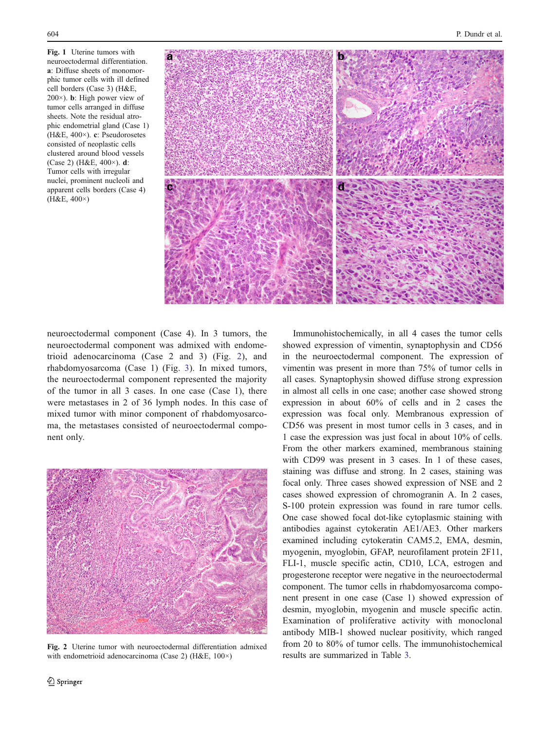Fig. 1 Uterine tumors with neuroectodermal differentiation. **a**: Diffuse sheets of monomorphic tumor cells with ill defined cell borders (Case 3) (H&E, 200×). **b**: High power view of tumor cells arranged in diffuse sheets. Note the residual atrophic endometrial gland (Case 1) (H&E, 400×). **c**: Pseudorosetes consisted of neoplastic cells clustered around blood vessels (Case 2) (H&E, 400×). **d**: Tumor cells with irregular nuclei, prominent nucleoli and apparent cells borders (Case 4) (H&E, 400×)

neuroectodermal component (Case 4). In 3 tumors, the neuroectodermal component was admixed with endometrioid adenocarcinoma (Case 2 and 3) (Fig. 2), and rhabdomyosarcoma (Case 1) (Fig. 3). In mixed tumors, the neuroectodermal component represented the majority of the tumor in all 3 cases. In one case (Case 1), there were metastases in 2 of 36 lymph nodes. In this case of mixed tumor with minor component of rhabdomyosarcoma, the metastases consisted of neuroectodermal component only.

Fig. 2 Uterine tumor with neuroectodermal differentiation admixed with endometrioid adenocarcinoma (Case 2) (H&E, 100×)

Immunohistochemically, in all 4 cases the tumor cells showed expression of vimentin, synaptophysin and CD56 in the neuroectodermal component. The expression of vimentin was present in more than 75% of tumor cells in all cases. Synaptophysin showed diffuse strong expression in almost all cells in one case; another case showed strong expression in about 60% of cells and in 2 cases the expression was focal only. Membranous expression of CD56 was present in most tumor cells in 3 cases, and in 1 case the expression was just focal in about 10% of cells. From the other markers examined, membranous staining with CD99 was present in 3 cases. In 1 of these cases, staining was diffuse and strong. In 2 cases, staining was focal only. Three cases showed expression of NSE and 2 cases showed expression of chromogranin A. In 2 cases, S-100 protein expression was found in rare tumor cells. One case showed focal dot-like cytoplasmic staining with antibodies against cytokeratin AE1/AE3. Other markers examined including cytokeratin CAM5.2, EMA, desmin, myogenin, myoglobin, GFAP, neurofilament protein 2F11, FLI-1, muscle specific actin, CD10, LCA, estrogen and progesterone receptor were negative in the neuroectodermal component. The tumor cells in rhabdomyosarcoma component present in one case (Case 1) showed expression of desmin, myoglobin, myogenin and muscle specific actin. Examination of proliferative activity with monoclonal antibody MIB-1 showed nuclear positivity, which ranged from 20 to 80% of tumor cells. The immunohistochemical results are summarized in Table 3.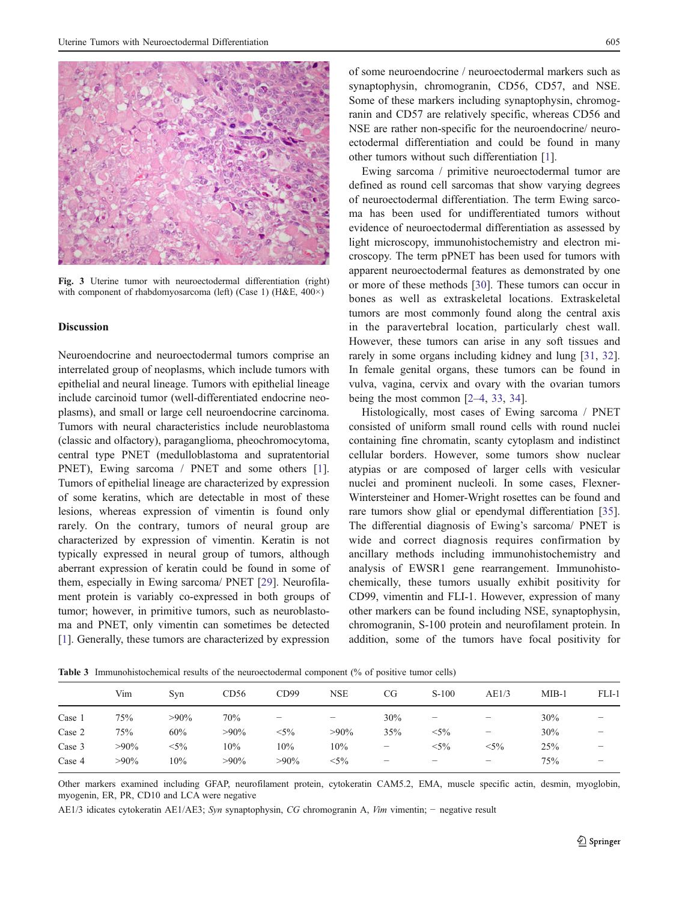Fig. 3 Uterine tumor with neuroectodermal differentiation (right) with component of rhabdomyosarcoma (left) (Case 1) (H&E, 400×)

## Discussion

Neuroendocrine and neuroectodermal tumors comprise an interrelated group of neoplasms, which include tumors with epithelial and neural lineage. Tumors with epithelial lineage include carcinoid tumor (well-differentiated endocrine neoplasms), and small or large cell neuroendocrine carcinoma. Tumors with neural characteristics include neuroblastoma (classic and olfactory), paraganglioma, pheochromocytoma, central type PNET (medulloblastoma and supratentorial PNET), Ewing sarcoma / PNET and some others [1]. Tumors of epithelial lineage are characterized by expression of some keratins, which are detectable in most of these lesions, whereas expression of vimentin is found only rarely. On the contrary, tumors of neural group are characterized by expression of vimentin. Keratin is not typically expressed in neural group of tumors, although aberrant expression of keratin could be found in some of them, especially in Ewing sarcoma/ PNET [29]. Neurofilament protein is variably co-expressed in both groups of tumor; however, in primitive tumors, such as neuroblastoma and PNET, only vimentin can sometimes be detected [1]. Generally, these tumors are characterized by expression of some neuroendocrine / neuroectodermal markers such as synaptophysin, chromogranin, CD56, CD57, and NSE. Some of these markers including synaptophysin, chromogranin and CD57 are relatively specific, whereas CD56 and NSE are rather non-specific for the neuroendocrine/ neuroectodermal differentiation and could be found in many other tumors without such differentiation [1].

Ewing sarcoma / primitive neuroectodermal tumor are defined as round cell sarcomas that show varying degrees of neuroectodermal differentiation. The term Ewing sarcoma has been used for undifferentiated tumors without evidence of neuroectodermal differentiation as assessed by light microscopy, immunohistochemistry and electron microscopy. The term pPNET has been used for tumors with apparent neuroectodermal features as demonstrated by one or more of these methods [30]. These tumors can occur in bones as well as extraskeletal locations. Extraskeletal tumors are most commonly found along the central axis in the paravertebral location, particularly chest wall. However, these tumors can arise in any soft tissues and rarely in some organs including kidney and lung [31, 32]. In female genital organs, these tumors can be found in vulva, vagina, cervix and ovary with the ovarian tumors being the most common [2–4, 33, 34].

Histologically, most cases of Ewing sarcoma / PNET consisted of uniform small round cells with round nuclei containing fine chromatin, scanty cytoplasm and indistinct cellular borders. However, some tumors show nuclear atypias or are composed of larger cells with vesicular nuclei and prominent nucleoli. In some cases, Flexner-Wintersteiner and Homer-Wright rosettes can be found and rare tumors show glial or ependymal differentiation [35]. The differential diagnosis of Ewing's sarcoma/ PNET is wide and correct diagnosis requires confirmation by ancillary methods including immunohistochemistry and analysis of EWSR1 gene rearrangement. Immunohistochemically, these tumors usually exhibit positivity for CD99, vimentin and FLI-1. However, expression of many other markers can be found including NSE, synaptophysin, chromogranin, S-100 protein and neurofilament protein. In addition, some of the tumors have focal positivity for

**Table 3** Immunohistochemical results of the neuroectodermal component (% of positive tumor cells)

| | Vim | Syn | CD56 | CD99 | NSE | CG | S-100 | AE1/3 | MIB-1 | FLI-1 |
|---|---|---|---|---|---|---|---|---|---|---|
| Case 1 | 75% | >90% | 70% | − | − | 30% | − | − | 30% | − |
| Case 2 | 75% | 60% | >90% | <5% | >90% | 35% | <5% | − | 30% | − |
| Case 3 | >90% | <5% | 10% | 10% | 10% | − | <5% | <5% | 25% | − |
| Case 4 | >90% | 10% | >90% | >90% | <5% | − | − | − | 75% | − |

Other markers examined including GFAP, neurofilament protein, cytokeratin CAM5.2, EMA, muscle specific actin, desmin, myoglobin, myogenin, ER, PR, CD10 and LCA were negative

AE1/3 idicates cytokeratin AE1/AE3; *Syn* synaptophysin, *CG* chromogranin A, *Vim* vimentin; − negative result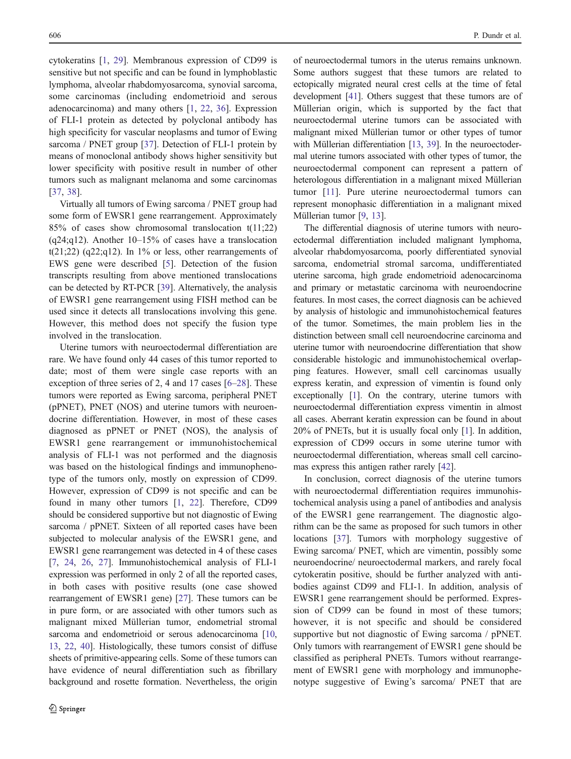cytokeratins [1, 29]. Membranous expression of CD99 is sensitive but not specific and can be found in lymphoblastic lymphoma, alveolar rhabdomyosarcoma, synovial sarcoma, some carcinomas (including endometrioid and serous adenocarcinoma) and many others [1, 22, 36]. Expression of FLI-1 protein as detected by polyclonal antibody has high specificity for vascular neoplasms and tumor of Ewing sarcoma / PNET group [37]. Detection of FLI-1 protein by means of monoclonal antibody shows higher sensitivity but lower specificity with positive result in number of other tumors such as malignant melanoma and some carcinomas [37, 38].

Virtually all tumors of Ewing sarcoma / PNET group had some form of EWSR1 gene rearrangement. Approximately 85% of cases show chromosomal translocation t(11;22) (q24;q12). Another 10–15% of cases have a translocation t(21;22) (q22;q12). In 1% or less, other rearrangements of EWS gene were described [5]. Detection of the fusion transcripts resulting from above mentioned translocations can be detected by RT-PCR [39]. Alternatively, the analysis of EWSR1 gene rearrangement using FISH method can be used since it detects all translocations involving this gene. However, this method does not specify the fusion type involved in the translocation.

Uterine tumors with neuroectodermal differentiation are rare. We have found only 44 cases of this tumor reported to date; most of them were single case reports with an exception of three series of 2, 4 and 17 cases [6–28]. These tumors were reported as Ewing sarcoma, peripheral PNET (pPNET), PNET (NOS) and uterine tumors with neuroendocrine differentiation. However, in most of these cases diagnosed as pPNET or PNET (NOS), the analysis of EWSR1 gene rearrangement or immunohistochemical analysis of FLI-1 was not performed and the diagnosis was based on the histological findings and immunophenotype of the tumors only, mostly on expression of CD99. However, expression of CD99 is not specific and can be found in many other tumors [1, 22]. Therefore, CD99 should be considered supportive but not diagnostic of Ewing sarcoma / pPNET. Sixteen of all reported cases have been subjected to molecular analysis of the EWSR1 gene, and EWSR1 gene rearrangement was detected in 4 of these cases [7, 24, 26, 27]. Immunohistochemical analysis of FLI-1 expression was performed in only 2 of all the reported cases, in both cases with positive results (one case showed rearrangement of EWSR1 gene) [27]. These tumors can be in pure form, or are associated with other tumors such as malignant mixed Müllerian tumor, endometrial stromal sarcoma and endometrioid or serous adenocarcinoma [10, 13, 22, 40]. Histologically, these tumors consist of diffuse sheets of primitive-appearing cells. Some of these tumors can have evidence of neural differentiation such as fibrillary background and rosette formation. Nevertheless, the origin of neuroectodermal tumors in the uterus remains unknown. Some authors suggest that these tumors are related to ectopically migrated neural crest cells at the time of fetal development [41]. Others suggest that these tumors are of Müllerian origin, which is supported by the fact that neuroectodermal uterine tumors can be associated with malignant mixed Müllerian tumor or other types of tumor with Müllerian differentiation [13, 39]. In the neuroectodermal uterine tumors associated with other types of tumor, the neuroectodermal component can represent a pattern of heterologous differentiation in a malignant mixed Müllerian tumor [11]. Pure uterine neuroectodermal tumors can represent monophasic differentiation in a malignant mixed Müllerian tumor [9, 13].

The differential diagnosis of uterine tumors with neuroectodermal differentiation included malignant lymphoma, alveolar rhabdomyosarcoma, poorly differentiated synovial sarcoma, endometrial stromal sarcoma, undifferentiated uterine sarcoma, high grade endometrioid adenocarcinoma and primary or metastatic carcinoma with neuroendocrine features. In most cases, the correct diagnosis can be achieved by analysis of histologic and immunohistochemical features of the tumor. Sometimes, the main problem lies in the distinction between small cell neuroendocrine carcinoma and uterine tumor with neuroendocrine differentiation that show considerable histologic and immunohistochemical overlapping features. However, small cell carcinomas usually express keratin, and expression of vimentin is found only exceptionally [1]. On the contrary, uterine tumors with neuroectodermal differentiation express vimentin in almost all cases. Aberrant keratin expression can be found in about 20% of PNETs, but it is usually focal only [1]. In addition, expression of CD99 occurs in some uterine tumor with neuroectodermal differentiation, whereas small cell carcinomas express this antigen rather rarely [42].

In conclusion, correct diagnosis of the uterine tumors with neuroectodermal differentiation requires immunohistochemical analysis using a panel of antibodies and analysis of the EWSR1 gene rearrangement. The diagnostic algorithm can be the same as proposed for such tumors in other locations [37]. Tumors with morphology suggestive of Ewing sarcoma/ PNET, which are vimentin, possibly some neuroendocrine/ neuroectodermal markers, and rarely focal cytokeratin positive, should be further analyzed with antibodies against CD99 and FLI-1. In addition, analysis of EWSR1 gene rearrangement should be performed. Expression of CD99 can be found in most of these tumors; however, it is not specific and should be considered supportive but not diagnostic of Ewing sarcoma / pPNET. Only tumors with rearrangement of EWSR1 gene should be classified as peripheral PNETs. Tumors without rearrangement of EWSR1 gene with morphology and immunophenotype suggestive of Ewing's sarcoma/ PNET that are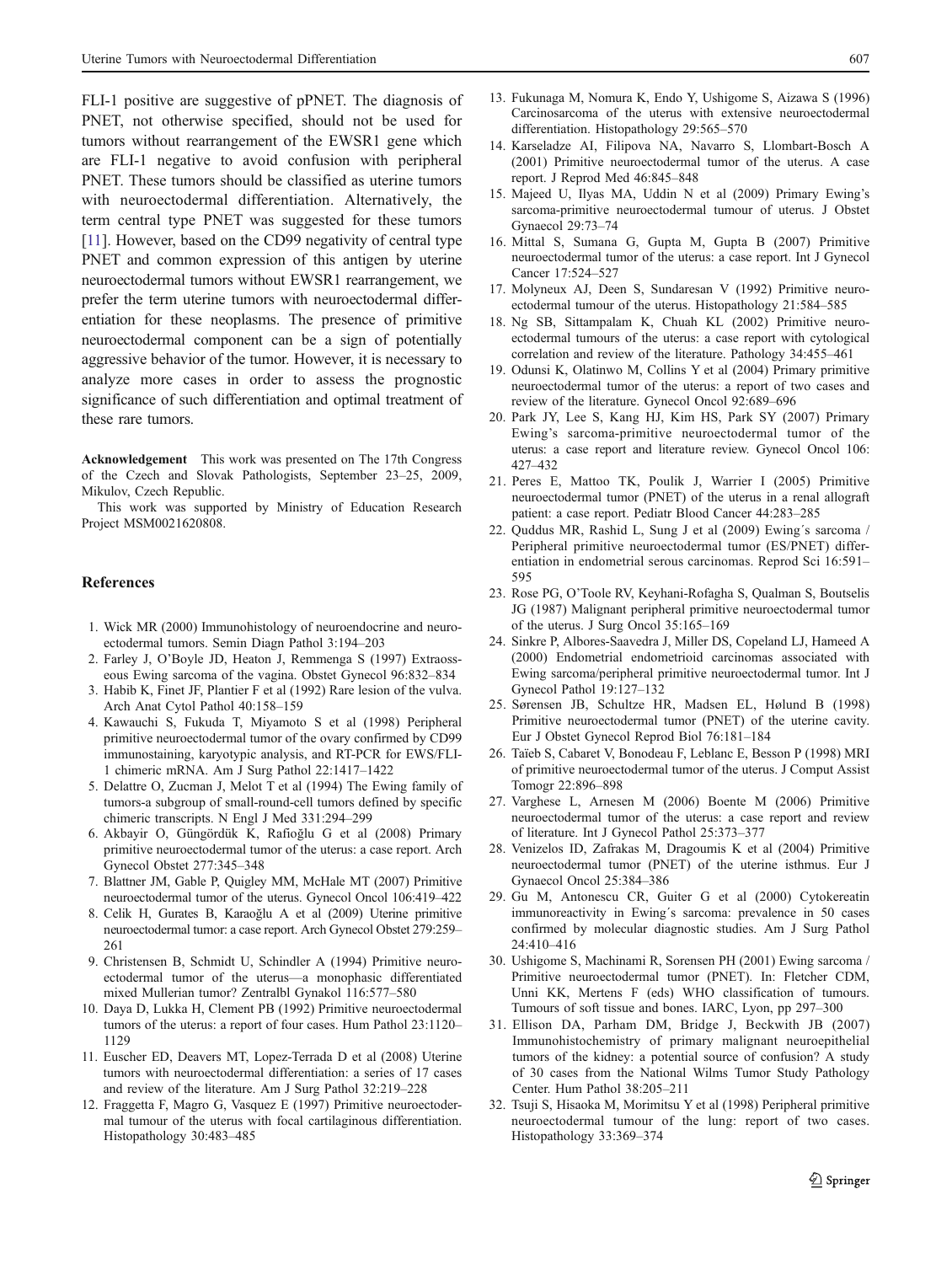FLI-1 positive are suggestive of pPNET. The diagnosis of PNET, not otherwise specified, should not be used for tumors without rearrangement of the EWSR1 gene which are FLI-1 negative to avoid confusion with peripheral PNET. These tumors should be classified as uterine tumors with neuroectodermal differentiation. Alternatively, the term central type PNET was suggested for these tumors [11]. However, based on the CD99 negativity of central type PNET and common expression of this antigen by uterine neuroectodermal tumors without EWSR1 rearrangement, we prefer the term uterine tumors with neuroectodermal differentiation for these neoplasms. The presence of primitive neuroectodermal component can be a sign of potentially aggressive behavior of the tumor. However, it is necessary to analyze more cases in order to assess the prognostic significance of such differentiation and optimal treatment of these rare tumors.

**Acknowledgement** This work was presented on The 17th Congress of the Czech and Slovak Pathologists, September 23–25, 2009, Mikulov, Czech Republic.

This work was supported by Ministry of Education Research Project MSM0021620808.

## References

1. Wick MR (2000) Immunohistology of neuroendocrine and neuroectodermal tumors. Semin Diagn Pathol 3:194–203
2. Farley J, O'Boyle JD, Heaton J, Remmenga S (1997) Extraosseous Ewing sarcoma of the vagina. Obstet Gynecol 96:832–834
3. Habib K, Finet JF, Plantier F et al (1992) Rare lesion of the vulva. Arch Anat Cytol Pathol 40:158–159
4. Kawauchi S, Fukuda T, Miyamoto S et al (1998) Peripheral primitive neuroectodermal tumor of the ovary confirmed by CD99 immunostaining, karyotypic analysis, and RT-PCR for EWS/FLI-1 chimeric mRNA. Am J Surg Pathol 22:1417–1422
5. Delattre O, Zucman J, Melot T et al (1994) The Ewing family of tumors-a subgroup of small-round-cell tumors defined by specific chimeric transcripts. N Engl J Med 331:294–299
6. Akbayir O, Güngördük K, Rafioğlu G et al (2008) Primary primitive neuroectodermal tumor of the uterus: a case report. Arch Gynecol Obstet 277:345–348
7. Blattner JM, Gable P, Quigley MM, McHale MT (2007) Primitive neuroectodermal tumor of the uterus. Gynecol Oncol 106:419–422
8. Celik H, Gurates B, Karaoğlu A et al (2009) Uterine primitive neuroectodermal tumor: a case report. Arch Gynecol Obstet 279:259–261
9. Christensen B, Schmidt U, Schindler A (1994) Primitive neuroectodermal tumor of the uterus—a monophasic differentiated mixed Mullerian tumor? Zentralbl Gynakol 116:577–580
10. Daya D, Lukka H, Clement PB (1992) Primitive neuroectodermal tumors of the uterus: a report of four cases. Hum Pathol 23:1120–1129
11. Euscher ED, Deavers MT, Lopez-Terrada D et al (2008) Uterine tumors with neuroectodermal differentiation: a series of 17 cases and review of the literature. Am J Surg Pathol 32:219–228
12. Fraggetta F, Magro G, Vasquez E (1997) Primitive neuroectodermal tumour of the uterus with focal cartilaginous differentiation. Histopathology 30:483–485
13. Fukunaga M, Nomura K, Endo Y, Ushigome S, Aizawa S (1996) Carcinosarcoma of the uterus with extensive neuroectodermal differentiation. Histopathology 29:565–570
14. Karseladze AI, Filipova NA, Navarro S, Llombart-Bosch A (2001) Primitive neuroectodermal tumor of the uterus. A case report. J Reprod Med 46:845–848
15. Majeed U, Ilyas MA, Uddin N et al (2009) Primary Ewing's sarcoma-primitive neuroectodermal tumour of uterus. J Obstet Gynaecol 29:73–74
16. Mittal S, Sumana G, Gupta M, Gupta B (2007) Primitive neuroectodermal tumor of the uterus: a case report. Int J Gynecol Cancer 17:524–527
17. Molyneux AJ, Deen S, Sundaresan V (1992) Primitive neuroectodermal tumour of the uterus. Histopathology 21:584–585
18. Ng SB, Sittampalam K, Chuah KL (2002) Primitive neuroectodermal tumours of the uterus: a case report with cytological correlation and review of the literature. Pathology 34:455–461
19. Odunsi K, Olatinwo M, Collins Y et al (2004) Primary primitive neuroectodermal tumor of the uterus: a report of two cases and review of the literature. Gynecol Oncol 92:689–696
20. Park JY, Lee S, Kang HJ, Kim HS, Park SY (2007) Primary Ewing's sarcoma-primitive neuroectodermal tumor of the uterus: a case report and literature review. Gynecol Oncol 106: 427–432
21. Peres E, Mattoo TK, Poulik J, Warrier I (2005) Primitive neuroectodermal tumor (PNET) of the uterus in a renal allograft patient: a case report. Pediatr Blood Cancer 44:283–285
22. Quddus MR, Rashid L, Sung J et al (2009) Ewing´s sarcoma / Peripheral primitive neuroectodermal tumor (ES/PNET) differentiation in endometrial serous carcinomas. Reprod Sci 16:591–595
23. Rose PG, O'Toole RV, Keyhani-Rofagha S, Qualman S, Boutselis JG (1987) Malignant peripheral primitive neuroectodermal tumor of the uterus. J Surg Oncol 35:165–169
24. Sinkre P, Albores-Saavedra J, Miller DS, Copeland LJ, Hameed A (2000) Endometrial endometrioid carcinomas associated with Ewing sarcoma/peripheral primitive neuroectodermal tumor. Int J Gynecol Pathol 19:127–132
25. Sørensen JB, Schultze HR, Madsen EL, Hølund B (1998) Primitive neuroectodermal tumor (PNET) of the uterine cavity. Eur J Obstet Gynecol Reprod Biol 76:181–184
26. Taïeb S, Cabaret V, Bonodeau F, Leblanc E, Besson P (1998) MRI of primitive neuroectodermal tumor of the uterus. J Comput Assist Tomogr 22:896–898
27. Varghese L, Arnesen M (2006) Boente M (2006) Primitive neuroectodermal tumor of the uterus: a case report and review of literature. Int J Gynecol Pathol 25:373–377
28. Venizelos ID, Zafrakas M, Dragoumis K et al (2004) Primitive neuroectodermal tumor (PNET) of the uterine isthmus. Eur J Gynaecol Oncol 25:384–386
29. Gu M, Antonescu CR, Guiter G et al (2000) Cytokereatin immunoreactivity in Ewing´s sarcoma: prevalence in 50 cases confirmed by molecular diagnostic studies. Am J Surg Pathol 24:410–416
30. Ushigome S, Machinami R, Sorensen PH (2001) Ewing sarcoma / Primitive neuroectodermal tumor (PNET). In: Fletcher CDM, Unni KK, Mertens F (eds) WHO classification of tumours. Tumours of soft tissue and bones. IARC, Lyon, pp 297–300
31. Ellison DA, Parham DM, Bridge J, Beckwith JB (2007) Immunohistochemistry of primary malignant neuroepithelial tumors of the kidney: a potential source of confusion? A study of 30 cases from the National Wilms Tumor Study Pathology Center. Hum Pathol 38:205–211
32. Tsuji S, Hisaoka M, Morimitsu Y et al (1998) Peripheral primitive neuroectodermal tumour of the lung: report of two cases. Histopathology 33:369–374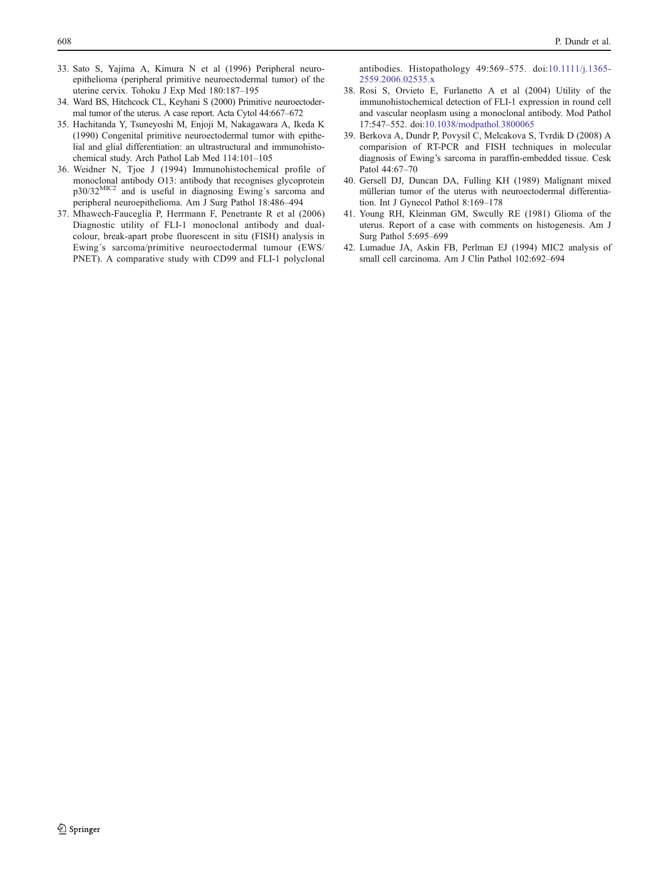33. Sato S, Yajima A, Kimura N et al (1996) Peripheral neuroepithelioma (peripheral primitive neuroectodermal tumor) of the uterine cervix. Tohoku J Exp Med 180:187–195
34. Ward BS, Hitchcock CL, Keyhani S (2000) Primitive neuroectodermal tumor of the uterus. A case report. Acta Cytol 44:667–672
35. Hachitanda Y, Tsuneyoshi M, Enjoji M, Nakagawara A, Ikeda K (1990) Congenital primitive neuroectodermal tumor with epithelial and glial differentiation: an ultrastructural and immunohistochemical study. Arch Pathol Lab Med 114:101–105
36. Weidner N, Tjoe J (1994) Immunohistochemical profile of monoclonal antibody O13: antibody that recognises glycoprotein p30/32[MIC2] and is useful in diagnosing Ewing´s sarcoma and peripheral neuroepithelioma. Am J Surg Pathol 18:486–494
37. Mhawech-Fauceglia P, Herrmann F, Penetrante R et al (2006) Diagnostic utility of FLI-1 monoclonal antibody and dual-colour, break-apart probe fluorescent in situ (FISH) analysis in Ewing´s sarcoma/primitive neuroectodermal tumour (EWS/PNET). A comparative study with CD99 and FLI-1 polyclonal antibodies. Histopathology 49:569–575. doi:10.1111/j.1365-2559.2006.02535.x
38. Rosi S, Orvieto E, Furlanetto A et al (2004) Utility of the immunohistochemical detection of FLI-1 expression in round cell and vascular neoplasm using a monoclonal antibody. Mod Pathol 17:547–552. doi:10.1038/modpathol.3800065
39. Berkova A, Dundr P, Povysil C, Melcakova S, Tvrdik D (2008) A comparision of RT-PCR and FISH techniques in molecular diagnosis of Ewing's sarcoma in paraffin-embedded tissue. Cesk Patol 44:67–70
40. Gersell DJ, Duncan DA, Fulling KH (1989) Malignant mixed müllerian tumor of the uterus with neuroectodermal differentiation. Int J Gynecol Pathol 8:169–178
41. Young RH, Kleinman GM, Swculy RE (1981) Glioma of the uterus. Report of a case with comments on histogenesis. Am J Surg Pathol 5:695–699
42. Lumadue JA, Askin FB, Perlman EJ (1994) MIC2 analysis of small cell carcinoma. Am J Clin Pathol 102:692–694